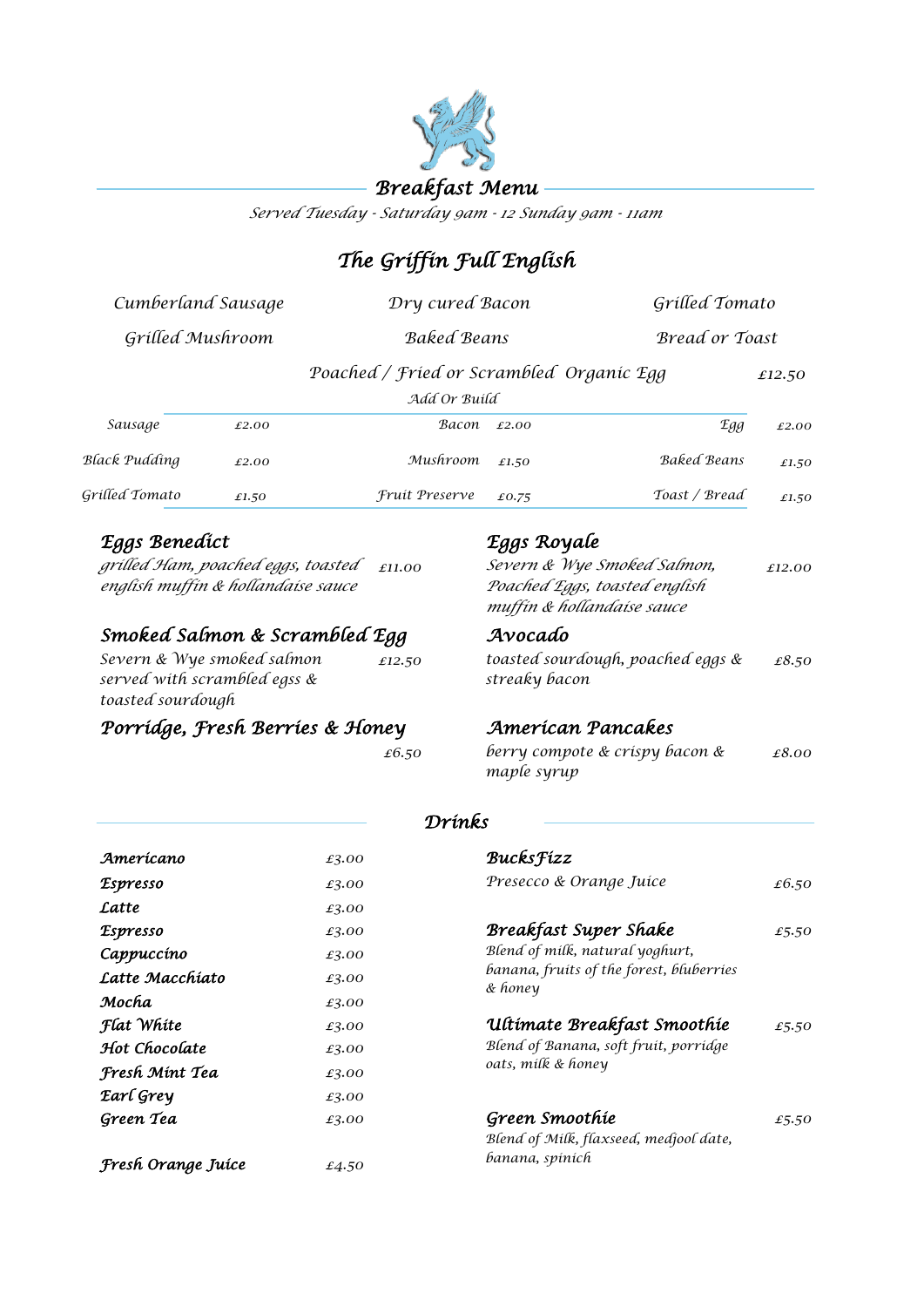# Breakfast Menu

*Served Tuesday - Saturday 9am - 12 Sunday 9am - 11am*

## The Griffin Full English

Cumberland Sausage · Dry cured Bacon · Grilled Tomato

Grilled Mushroom · Baked Beans · Bread or Toast

Poached / Fried or Scrambled Organic Egg — £12.50

### Add Or Build

| | | | | | |
|---|---|---|---|---|---|
| Sausage | £2.00 | Bacon | £2.00 | Egg | £2.00 |
| Black Pudding | £2.00 | Mushroom | £1.50 | Baked Beans | £1.50 |
| Grilled Tomato | £1.50 | Fruit Preserve | £0.75 | Toast / Bread | £1.50 |

### Eggs Benedict

grilled Ham, poached eggs, toasted english muffin & hollandaise sauce — £11.00

### Smoked Salmon & Scrambled Egg

Severn & Wye smoked salmon served with scrambled egss & toasted sourdough — £12.50

### Porridge, Fresh Berries & Honey

£6.50

### Eggs Royale

Severn & Wye Smoked Salmon, Poached Eggs, toasted english muffin & hollandaise sauce — £12.00

### Avocado

toasted sourdough, poached eggs & streaky bacon — £8.50

### American Pancakes

berry compote & crispy bacon & maple syrup — £8.00

## Drinks

| | |
|---|---|
| **Americano** | £3.00 |
| **Espresso** | £3.00 |
| **Latte** | £3.00 |
| **Espresso** | £3.00 |
| **Cappuccino** | £3.00 |
| **Latte Macchiato** | £3.00 |
| **Mocha** | £3.00 |
| **Flat White** | £3.00 |
| **Hot Chocolate** | £3.00 |
| **Fresh Mint Tea** | £3.00 |
| **Earl Grey** | £3.00 |
| **Green Tea** | £3.00 |
| **Fresh Orange Juice** | £4.50 |

**BucksFizz**
Presecco & Orange Juice — £6.50

**Breakfast Super Shake** — £5.50
Blend of milk, natural yoghurt, banana, fruits of the forest, bluberries & honey

**Ultimate Breakfast Smoothie** — £5.50
Blend of Banana, soft fruit, porridge oats, milk & honey

**Green Smoothie** — £5.50
Blend of Milk, flaxseed, medjool date, banana, spinich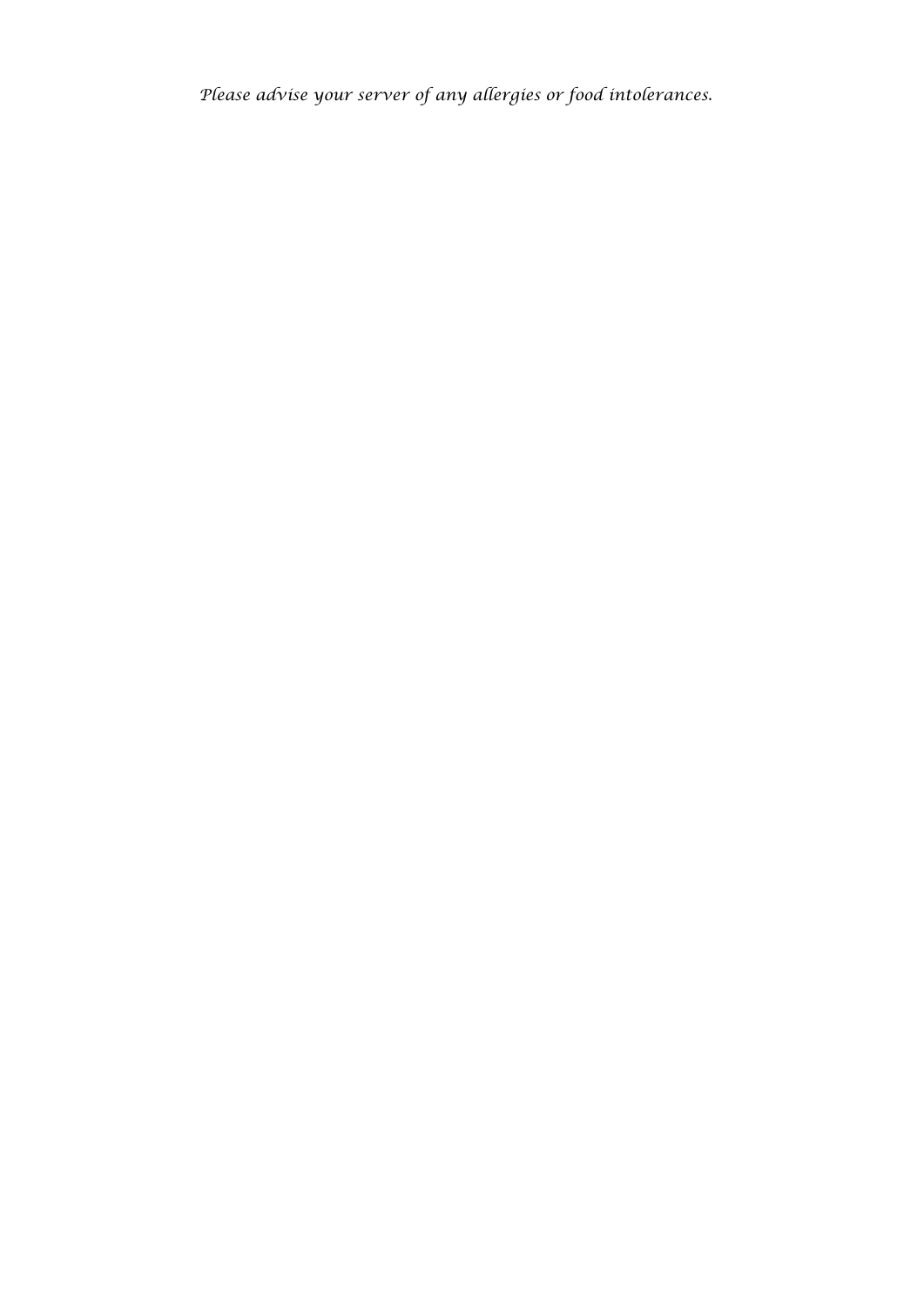*Please advise your server of any allergies or food intolerances.*